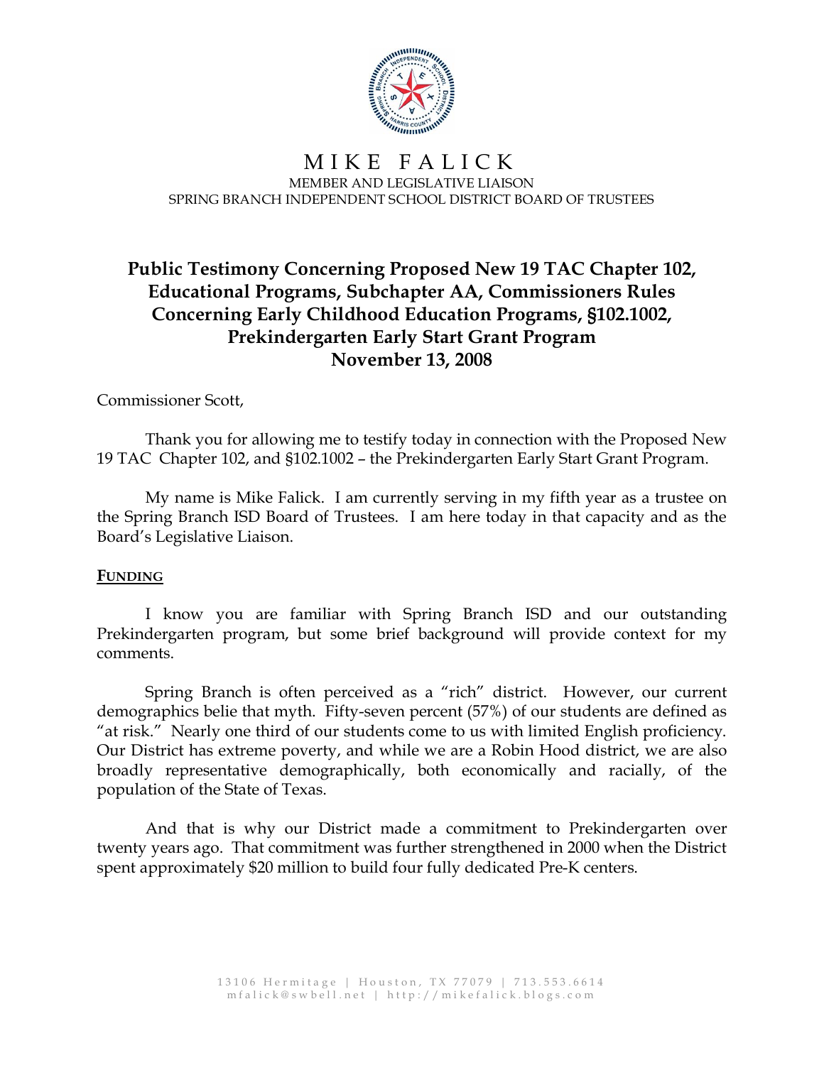# MIKE FALICK

MEMBER AND LEGISLATIVE LIAISON
SPRING BRANCH INDEPENDENT SCHOOL DISTRICT BOARD OF TRUSTEES

## Public Testimony Concerning Proposed New 19 TAC Chapter 102, Educational Programs, Subchapter AA, Commissioners Rules Concerning Early Childhood Education Programs, §102.1002, Prekindergarten Early Start Grant Program
## November 13, 2008

Commissioner Scott,

Thank you for allowing me to testify today in connection with the Proposed New 19 TAC Chapter 102, and §102.1002 – the Prekindergarten Early Start Grant Program.

My name is Mike Falick. I am currently serving in my fifth year as a trustee on the Spring Branch ISD Board of Trustees. I am here today in that capacity and as the Board's Legislative Liaison.

### FUNDING

I know you are familiar with Spring Branch ISD and our outstanding Prekindergarten program, but some brief background will provide context for my comments.

Spring Branch is often perceived as a "rich" district. However, our current demographics belie that myth. Fifty-seven percent (57%) of our students are defined as "at risk." Nearly one third of our students come to us with limited English proficiency. Our District has extreme poverty, and while we are a Robin Hood district, we are also broadly representative demographically, both economically and racially, of the population of the State of Texas.

And that is why our District made a commitment to Prekindergarten over twenty years ago. That commitment was further strengthened in 2000 when the District spent approximately $20 million to build four fully dedicated Pre-K centers.

13106 Hermitage | Houston, TX 77079 | 713.553.6614
mfalick@swbell.net | http://mikefalick.blogs.com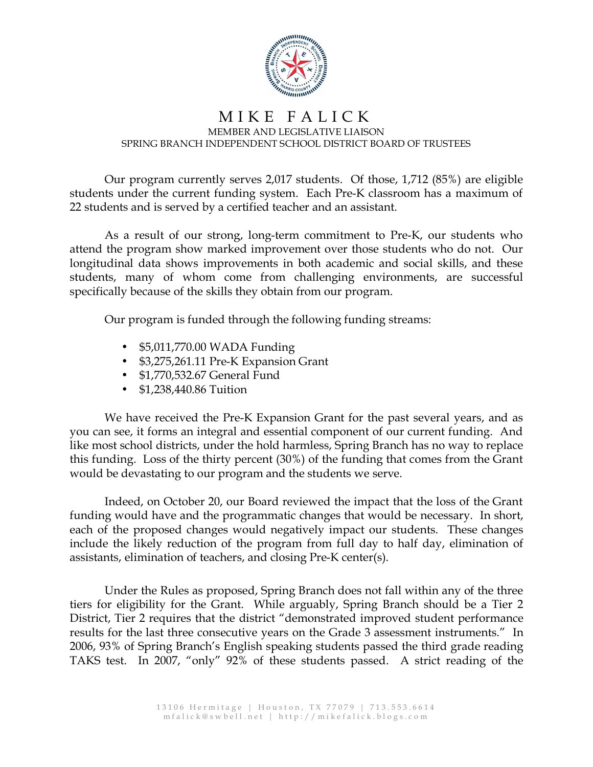# MIKE FALICK

MEMBER AND LEGISLATIVE LIAISON
SPRING BRANCH INDEPENDENT SCHOOL DISTRICT BOARD OF TRUSTEES

Our program currently serves 2,017 students. Of those, 1,712 (85%) are eligible students under the current funding system. Each Pre-K classroom has a maximum of 22 students and is served by a certified teacher and an assistant.

As a result of our strong, long-term commitment to Pre-K, our students who attend the program show marked improvement over those students who do not. Our longitudinal data shows improvements in both academic and social skills, and these students, many of whom come from challenging environments, are successful specifically because of the skills they obtain from our program.

Our program is funded through the following funding streams:

- $5,011,770.00 WADA Funding
- $3,275,261.11 Pre-K Expansion Grant
- $1,770,532.67 General Fund
- $1,238,440.86 Tuition

We have received the Pre-K Expansion Grant for the past several years, and as you can see, it forms an integral and essential component of our current funding. And like most school districts, under the hold harmless, Spring Branch has no way to replace this funding. Loss of the thirty percent (30%) of the funding that comes from the Grant would be devastating to our program and the students we serve.

Indeed, on October 20, our Board reviewed the impact that the loss of the Grant funding would have and the programmatic changes that would be necessary. In short, each of the proposed changes would negatively impact our students. These changes include the likely reduction of the program from full day to half day, elimination of assistants, elimination of teachers, and closing Pre-K center(s).

Under the Rules as proposed, Spring Branch does not fall within any of the three tiers for eligibility for the Grant. While arguably, Spring Branch should be a Tier 2 District, Tier 2 requires that the district "demonstrated improved student performance results for the last three consecutive years on the Grade 3 assessment instruments." In 2006, 93% of Spring Branch's English speaking students passed the third grade reading TAKS test. In 2007, "only" 92% of these students passed. A strict reading of the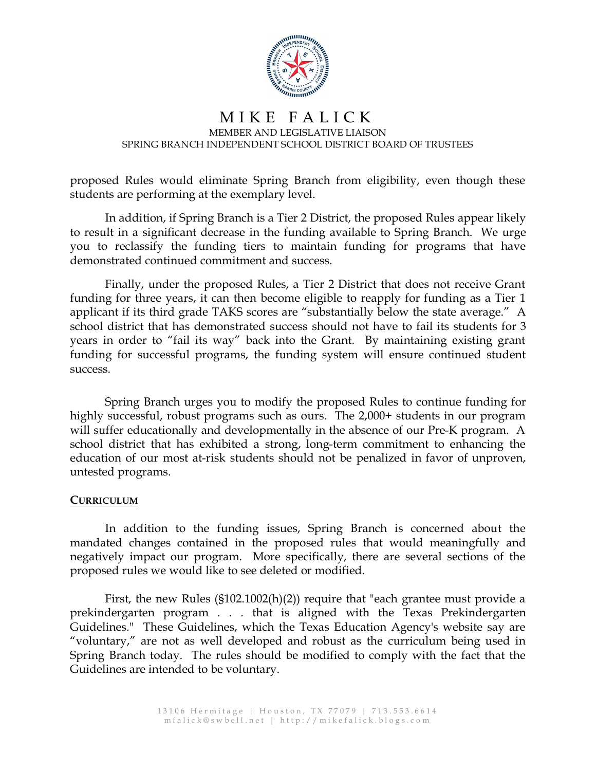proposed Rules would eliminate Spring Branch from eligibility, even though these students are performing at the exemplary level.

In addition, if Spring Branch is a Tier 2 District, the proposed Rules appear likely to result in a significant decrease in the funding available to Spring Branch. We urge you to reclassify the funding tiers to maintain funding for programs that have demonstrated continued commitment and success.

Finally, under the proposed Rules, a Tier 2 District that does not receive Grant funding for three years, it can then become eligible to reapply for funding as a Tier 1 applicant if its third grade TAKS scores are "substantially below the state average." A school district that has demonstrated success should not have to fail its students for 3 years in order to "fail its way" back into the Grant. By maintaining existing grant funding for successful programs, the funding system will ensure continued student success.

Spring Branch urges you to modify the proposed Rules to continue funding for highly successful, robust programs such as ours. The 2,000+ students in our program will suffer educationally and developmentally in the absence of our Pre-K program. A school district that has exhibited a strong, long-term commitment to enhancing the education of our most at-risk students should not be penalized in favor of unproven, untested programs.

**CURRICULUM**

In addition to the funding issues, Spring Branch is concerned about the mandated changes contained in the proposed rules that would meaningfully and negatively impact our program. More specifically, there are several sections of the proposed rules we would like to see deleted or modified.

First, the new Rules (§102.1002(h)(2)) require that "each grantee must provide a prekindergarten program . . . that is aligned with the Texas Prekindergarten Guidelines." These Guidelines, which the Texas Education Agency's website say are "voluntary," are not as well developed and robust as the curriculum being used in Spring Branch today. The rules should be modified to comply with the fact that the Guidelines are intended to be voluntary.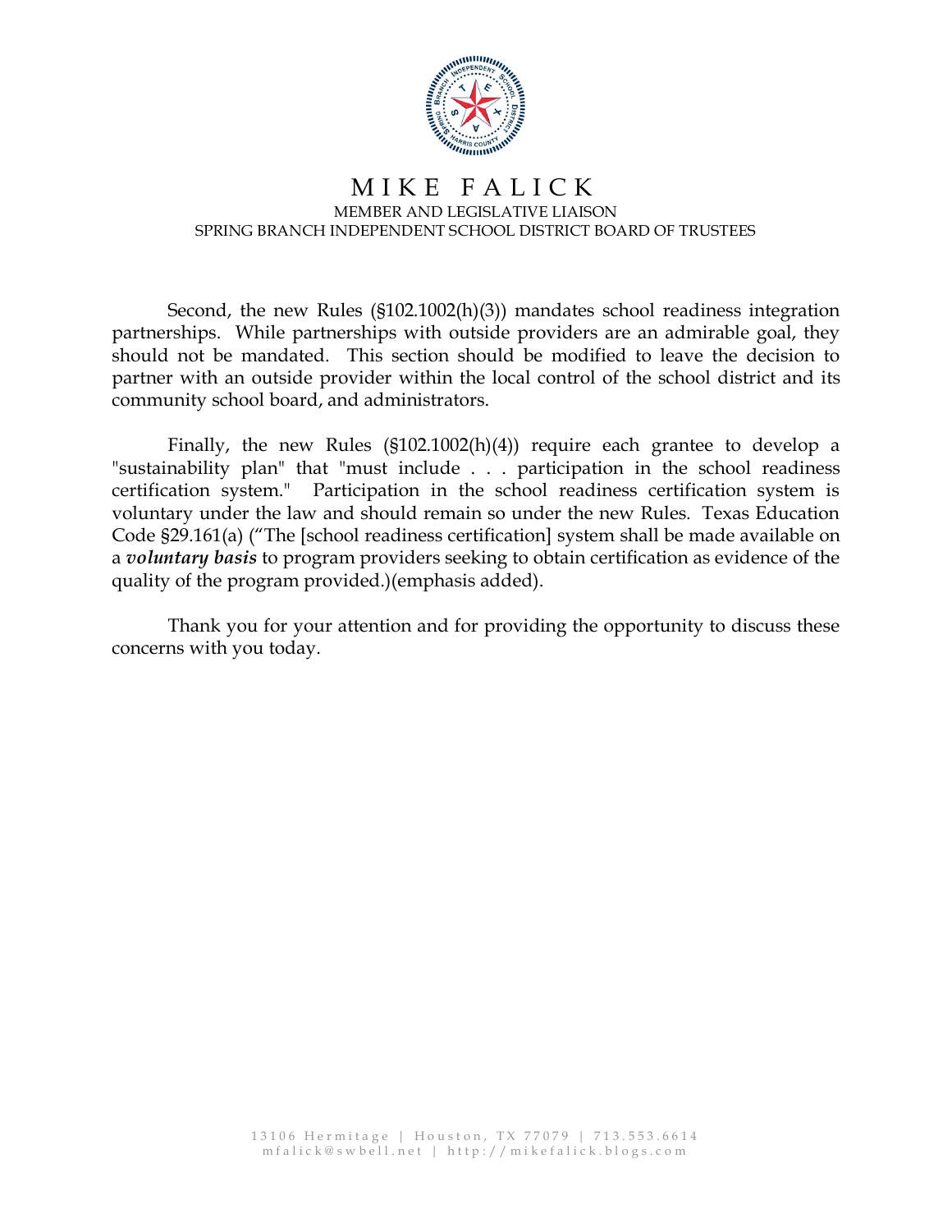# MIKE FALICK

MEMBER AND LEGISLATIVE LIAISON
SPRING BRANCH INDEPENDENT SCHOOL DISTRICT BOARD OF TRUSTEES

Second, the new Rules (§102.1002(h)(3)) mandates school readiness integration partnerships. While partnerships with outside providers are an admirable goal, they should not be mandated. This section should be modified to leave the decision to partner with an outside provider within the local control of the school district and its community school board, and administrators.

Finally, the new Rules (§102.1002(h)(4)) require each grantee to develop a "sustainability plan" that "must include . . . participation in the school readiness certification system." Participation in the school readiness certification system is voluntary under the law and should remain so under the new Rules. Texas Education Code §29.161(a) ("The [school readiness certification] system shall be made available on a ***voluntary basis*** to program providers seeking to obtain certification as evidence of the quality of the program provided.)(emphasis added).

Thank you for your attention and for providing the opportunity to discuss these concerns with you today.

13106 Hermitage | Houston, TX 77079 | 713.553.6614
mfalick@swbell.net | http://mikefalick.blogs.com